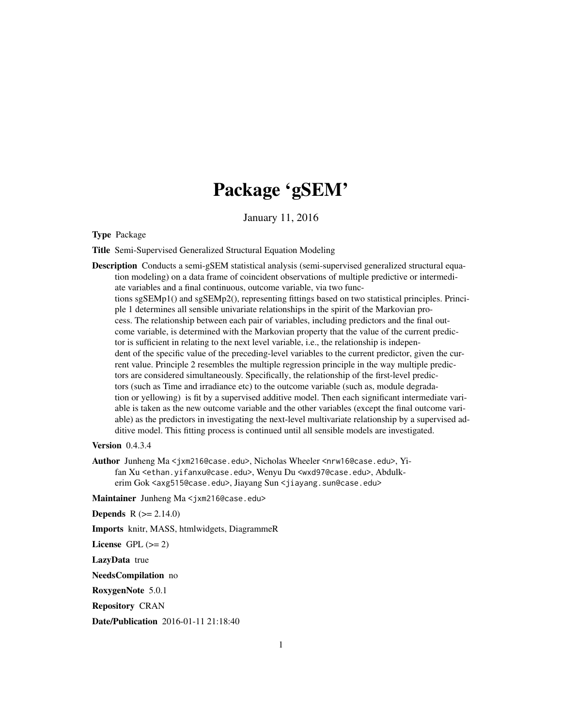# Package 'gSEM'

January 11, 2016

**Type** Package

**Title** Semi-Supervised Generalized Structural Equation Modeling

**Description** Conducts a semi-gSEM statistical analysis (semi-supervised generalized structural equation modeling) on a data frame of coincident observations of multiple predictive or intermediate variables and a final continuous, outcome variable, via two functions sgSEMp1() and sgSEMp2(), representing fittings based on two statistical principles. Principle 1 determines all sensible univariate relationships in the spirit of the Markovian process. The relationship between each pair of variables, including predictors and the final outcome variable, is determined with the Markovian property that the value of the current predictor is sufficient in relating to the next level variable, i.e., the relationship is independent of the specific value of the preceding-level variables to the current predictor, given the current value. Principle 2 resembles the multiple regression principle in the way multiple predictors are considered simultaneously. Specifically, the relationship of the first-level predictors (such as Time and irradiance etc) to the outcome variable (such as, module degradation or yellowing) is fit by a supervised additive model. Then each significant intermediate variable is taken as the new outcome variable and the other variables (except the final outcome variable) as the predictors in investigating the next-level multivariate relationship by a supervised additive model. This fitting process is continued until all sensible models are investigated.

**Version** 0.4.3.4

**Author** Junheng Ma <jxm216@case.edu>, Nicholas Wheeler <nrw16@case.edu>, Yifan Xu <ethan.yifanxu@case.edu>, Wenyu Du <wxd97@case.edu>, Abdulkerim Gok <axg515@case.edu>, Jiayang Sun <jiayang.sun@case.edu>

**Maintainer** Junheng Ma <jxm216@case.edu>

**Depends** R (>= 2.14.0)

**Imports** knitr, MASS, htmlwidgets, DiagrammeR

**License** GPL (>= 2)

**LazyData** true

**NeedsCompilation** no

**RoxygenNote** 5.0.1

**Repository** CRAN

**Date/Publication** 2016-01-11 21:18:40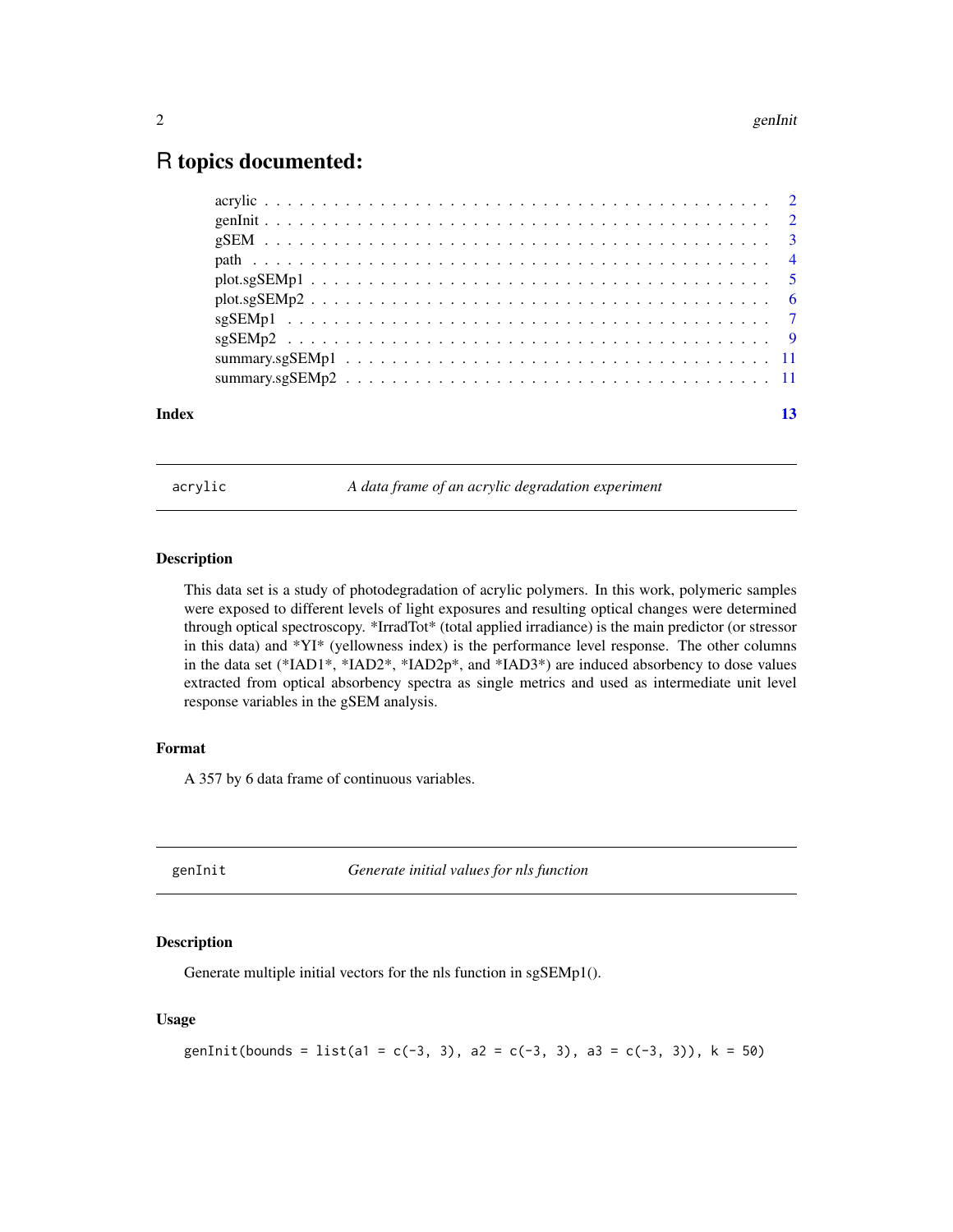# R topics documented:

| | |
|---|---|
| acrylic | 2 |
| genInit | 2 |
| gSEM | 3 |
| path | 4 |
| plot.sgSEMp1 | 5 |
| plot.sgSEMp2 | 6 |
| sgSEMp1 | 7 |
| sgSEMp2 | 9 |
| summary.sgSEMp1 | 11 |
| summary.sgSEMp2 | 11 |
| **Index** | **13** |

---

## acrylic — *A data frame of an acrylic degradation experiment*

### Description

This data set is a study of photodegradation of acrylic polymers. In this work, polymeric samples were exposed to different levels of light exposures and resulting optical changes were determined through optical spectroscopy. *IrradTot* (total applied irradiance) is the main predictor (or stressor in this data) and *YI* (yellowness index) is the performance level response. The other columns in the data set (*IAD1*, *IAD2*, *IAD2p*, and *IAD3*) are induced absorbency to dose values extracted from optical absorbency spectra as single metrics and used as intermediate unit level response variables in the gSEM analysis.

### Format

A 357 by 6 data frame of continuous variables.

---

## genInit — *Generate initial values for nls function*

### Description

Generate multiple initial vectors for the nls function in sgSEMp1().

### Usage

```
genInit(bounds = list(a1 = c(-3, 3), a2 = c(-3, 3), a3 = c(-3, 3)), k = 50)
```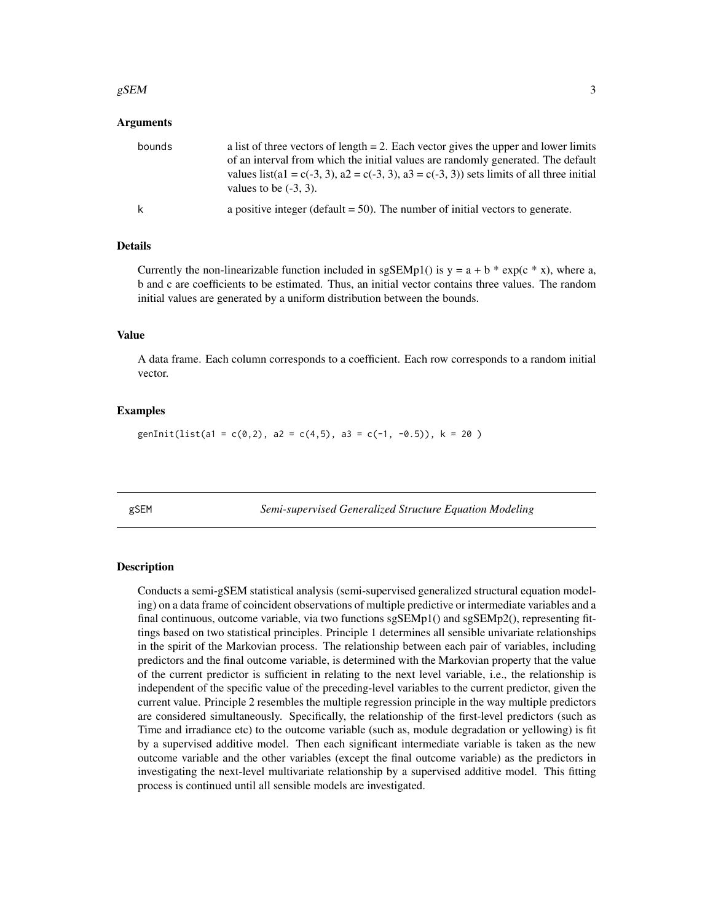### Arguments

| | |
|---|---|
| bounds | a list of three vectors of length = 2. Each vector gives the upper and lower limits of an interval from which the initial values are randomly generated. The default values list(a1 = c(-3, 3), a2 = c(-3, 3), a3 = c(-3, 3)) sets limits of all three initial values to be (-3, 3). |
| k | a positive integer (default = 50). The number of initial vectors to generate. |

### Details

Currently the non-linearizable function included in sgSEMp1() is y = a + b * exp(c * x), where a, b and c are coefficients to be estimated. Thus, an initial vector contains three values. The random initial values are generated by a uniform distribution between the bounds.

### Value

A data frame. Each column corresponds to a coefficient. Each row corresponds to a random initial vector.

### Examples

```
genInit(list(a1 = c(0,2), a2 = c(4,5), a3 = c(-1, -0.5)), k = 20 )
```

---

## gSEM *Semi-supervised Generalized Structure Equation Modeling*

---

### Description

Conducts a semi-gSEM statistical analysis (semi-supervised generalized structural equation modeling) on a data frame of coincident observations of multiple predictive or intermediate variables and a final continuous, outcome variable, via two functions sgSEMp1() and sgSEMp2(), representing fittings based on two statistical principles. Principle 1 determines all sensible univariate relationships in the spirit of the Markovian process. The relationship between each pair of variables, including predictors and the final outcome variable, is determined with the Markovian property that the value of the current predictor is sufficient in relating to the next level variable, i.e., the relationship is independent of the specific value of the preceding-level variables to the current predictor, given the current value. Principle 2 resembles the multiple regression principle in the way multiple predictors are considered simultaneously. Specifically, the relationship of the first-level predictors (such as Time and irradiance etc) to the outcome variable (such as, module degradation or yellowing) is fit by a supervised additive model. Then each significant intermediate variable is taken as the new outcome variable and the other variables (except the final outcome variable) as the predictors in investigating the next-level multivariate relationship by a supervised additive model. This fitting process is continued until all sensible models are investigated.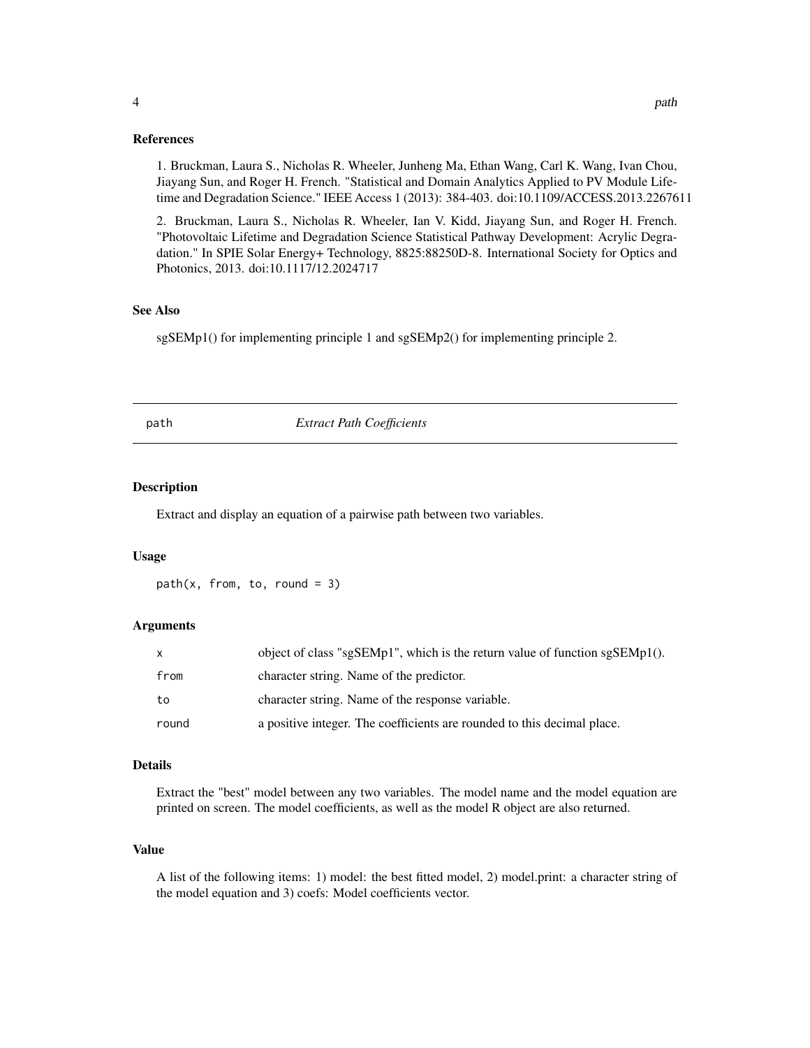### References

1. Bruckman, Laura S., Nicholas R. Wheeler, Junheng Ma, Ethan Wang, Carl K. Wang, Ivan Chou, Jiayang Sun, and Roger H. French. "Statistical and Domain Analytics Applied to PV Module Lifetime and Degradation Science." IEEE Access 1 (2013): 384-403. doi:10.1109/ACCESS.2013.2267611

2. Bruckman, Laura S., Nicholas R. Wheeler, Ian V. Kidd, Jiayang Sun, and Roger H. French. "Photovoltaic Lifetime and Degradation Science Statistical Pathway Development: Acrylic Degradation." In SPIE Solar Energy+ Technology, 8825:88250D-8. International Society for Optics and Photonics, 2013. doi:10.1117/12.2024717

### See Also

sgSEMp1() for implementing principle 1 and sgSEMp2() for implementing principle 2.

---

## path — *Extract Path Coefficients*

---

### Description

Extract and display an equation of a pairwise path between two variables.

### Usage

```
path(x, from, to, round = 3)
```

### Arguments

| | |
|---|---|
| `x` | object of class "sgSEMp1", which is the return value of function sgSEMp1(). |
| `from` | character string. Name of the predictor. |
| `to` | character string. Name of the response variable. |
| `round` | a positive integer. The coefficients are rounded to this decimal place. |

### Details

Extract the "best" model between any two variables. The model name and the model equation are printed on screen. The model coefficients, as well as the model R object are also returned.

### Value

A list of the following items: 1) model: the best fitted model, 2) model.print: a character string of the model equation and 3) coefs: Model coefficients vector.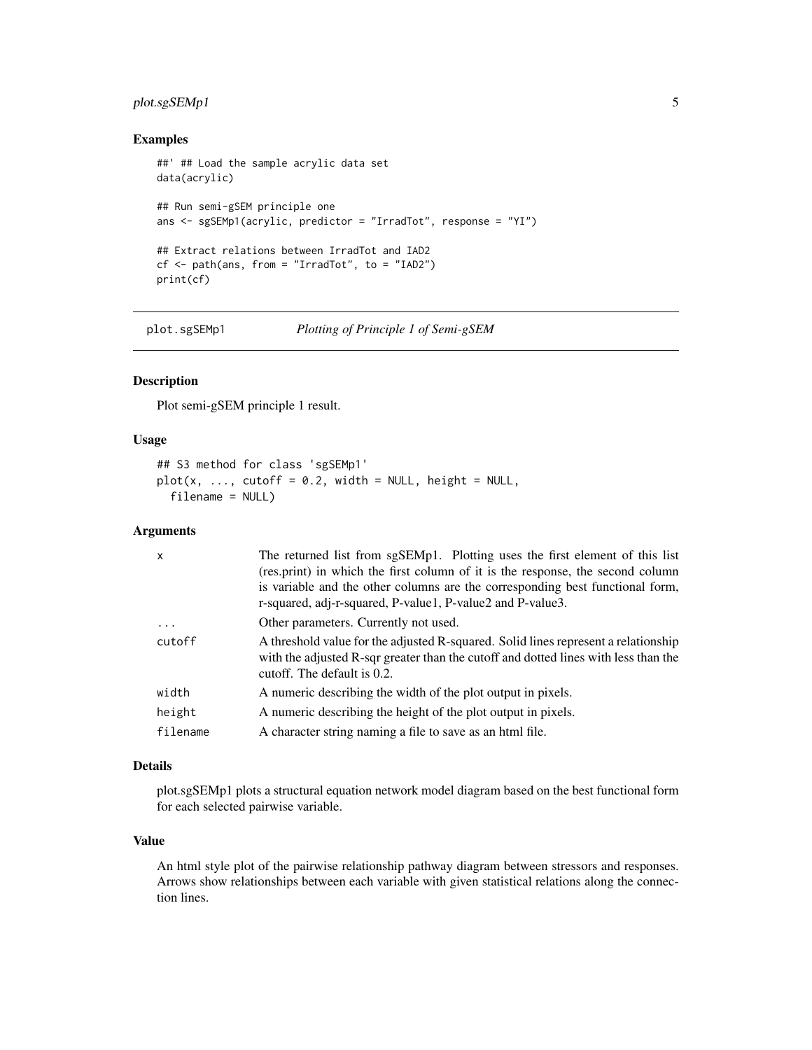## Examples

```
##' ## Load the sample acrylic data set
data(acrylic)

## Run semi-gSEM principle one
ans <- sgSEMp1(acrylic, predictor = "IrradTot", response = "YI")

## Extract relations between IrradTot and IAD2
cf <- path(ans, from = "IrradTot", to = "IAD2")
print(cf)
```

---

# plot.sgSEMp1 — *Plotting of Principle 1 of Semi-gSEM*

## Description

Plot semi-gSEM principle 1 result.

## Usage

```
## S3 method for class 'sgSEMp1'
plot(x, ..., cutoff = 0.2, width = NULL, height = NULL,
  filename = NULL)
```

## Arguments

| | |
|---|---|
| `x` | The returned list from sgSEMp1. Plotting uses the first element of this list (res.print) in which the first column of it is the response, the second column is variable and the other columns are the corresponding best functional form, r-squared, adj-r-squared, P-value1, P-value2 and P-value3. |
| `...` | Other parameters. Currently not used. |
| `cutoff` | A threshold value for the adjusted R-squared. Solid lines represent a relationship with the adjusted R-sqr greater than the cutoff and dotted lines with less than the cutoff. The default is 0.2. |
| `width` | A numeric describing the width of the plot output in pixels. |
| `height` | A numeric describing the height of the plot output in pixels. |
| `filename` | A character string naming a file to save as an html file. |

## Details

plot.sgSEMp1 plots a structural equation network model diagram based on the best functional form for each selected pairwise variable.

## Value

An html style plot of the pairwise relationship pathway diagram between stressors and responses. Arrows show relationships between each variable with given statistical relations along the connection lines.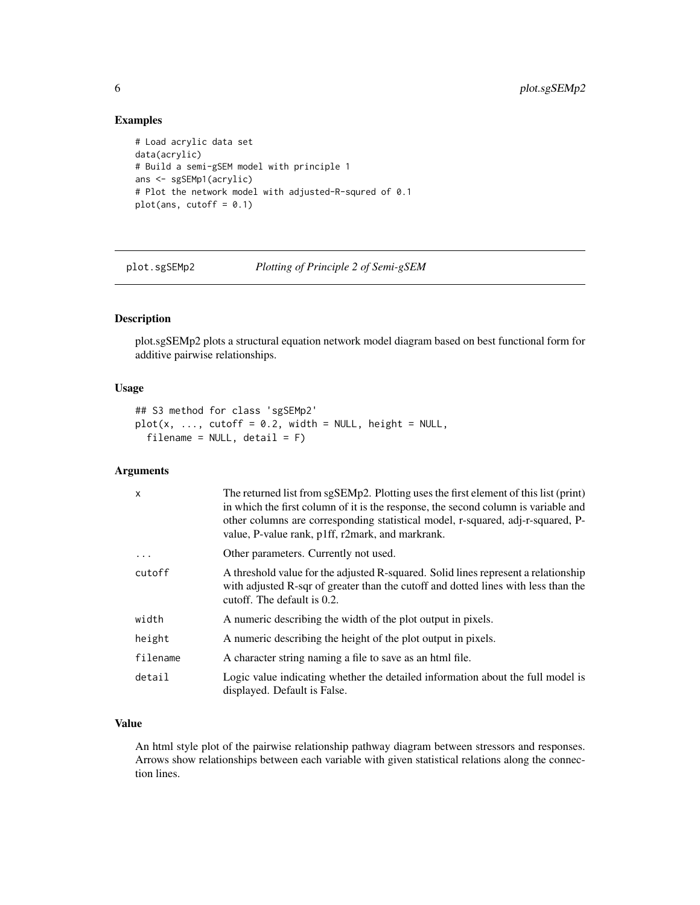## Examples

```
# Load acrylic data set
data(acrylic)
# Build a semi-gSEM model with principle 1
ans <- sgSEMp1(acrylic)
# Plot the network model with adjusted-R-squred of 0.1
plot(ans, cutoff = 0.1)
```

---

# plot.sgSEMp2 — *Plotting of Principle 2 of Semi-gSEM*

---

## Description

plot.sgSEMp2 plots a structural equation network model diagram based on best functional form for additive pairwise relationships.

## Usage

```
## S3 method for class 'sgSEMp2'
plot(x, ..., cutoff = 0.2, width = NULL, height = NULL,
  filename = NULL, detail = F)
```

## Arguments

| | |
|---|---|
| x | The returned list from sgSEMp2. Plotting uses the first element of this list (print) in which the first column of it is the response, the second column is variable and other columns are corresponding statistical model, r-squared, adj-r-squared, P-value, P-value rank, p1ff, r2mark, and markrank. |
| ... | Other parameters. Currently not used. |
| cutoff | A threshold value for the adjusted R-squared. Solid lines represent a relationship with adjusted R-sqr of greater than the cutoff and dotted lines with less than the cutoff. The default is 0.2. |
| width | A numeric describing the width of the plot output in pixels. |
| height | A numeric describing the height of the plot output in pixels. |
| filename | A character string naming a file to save as an html file. |
| detail | Logic value indicating whether the detailed information about the full model is displayed. Default is False. |

## Value

An html style plot of the pairwise relationship pathway diagram between stressors and responses. Arrows show relationships between each variable with given statistical relations along the connection lines.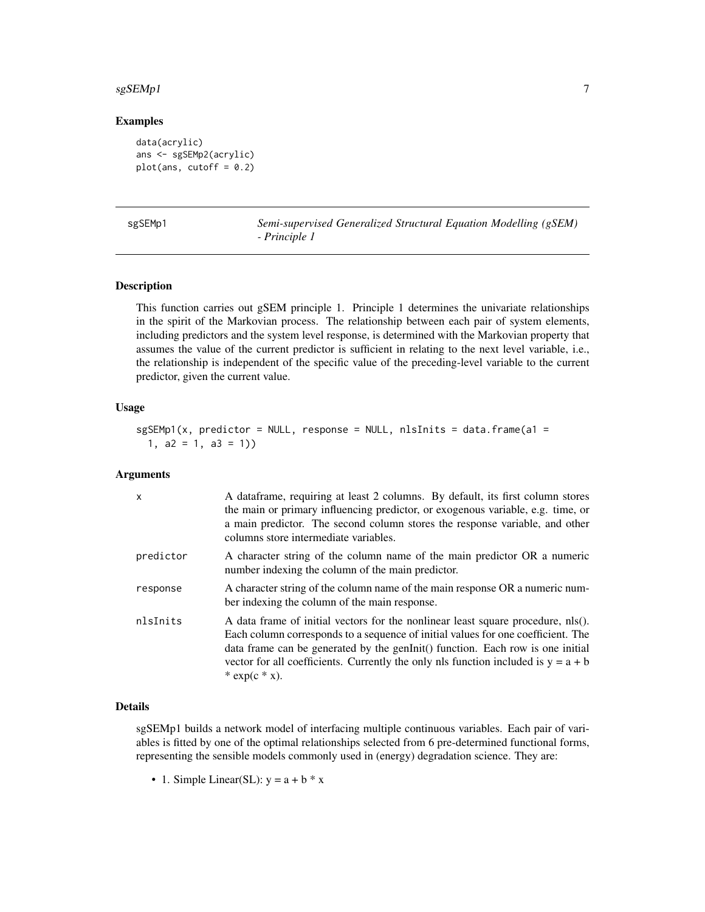### Examples

```
data(acrylic)
ans <- sgSEMp2(acrylic)
plot(ans, cutoff = 0.2)
```

---

## sgSEMp1 — *Semi-supervised Generalized Structural Equation Modelling (gSEM) - Principle 1*

### Description

This function carries out gSEM principle 1. Principle 1 determines the univariate relationships in the spirit of the Markovian process. The relationship between each pair of system elements, including predictors and the system level response, is determined with the Markovian property that assumes the value of the current predictor is sufficient in relating to the next level variable, i.e., the relationship is independent of the specific value of the preceding-level variable to the current predictor, given the current value.

### Usage

```
sgSEMp1(x, predictor = NULL, response = NULL, nlsInits = data.frame(a1 =
  1, a2 = 1, a3 = 1))
```

### Arguments

| | |
|---|---|
| x | A dataframe, requiring at least 2 columns. By default, its first column stores the main or primary influencing predictor, or exogenous variable, e.g. time, or a main predictor. The second column stores the response variable, and other columns store intermediate variables. |
| predictor | A character string of the column name of the main predictor OR a numeric number indexing the column of the main predictor. |
| response | A character string of the column name of the main response OR a numeric number indexing the column of the main response. |
| nlsInits | A data frame of initial vectors for the nonlinear least square procedure, nls(). Each column corresponds to a sequence of initial values for one coefficient. The data frame can be generated by the genInit() function. Each row is one initial vector for all coefficients. Currently the only nls function included is y = a + b * exp(c * x). |

### Details

sgSEMp1 builds a network model of interfacing multiple continuous variables. Each pair of variables is fitted by one of the optimal relationships selected from 6 pre-determined functional forms, representing the sensible models commonly used in (energy) degradation science. They are:

- 1. Simple Linear(SL): y = a + b * x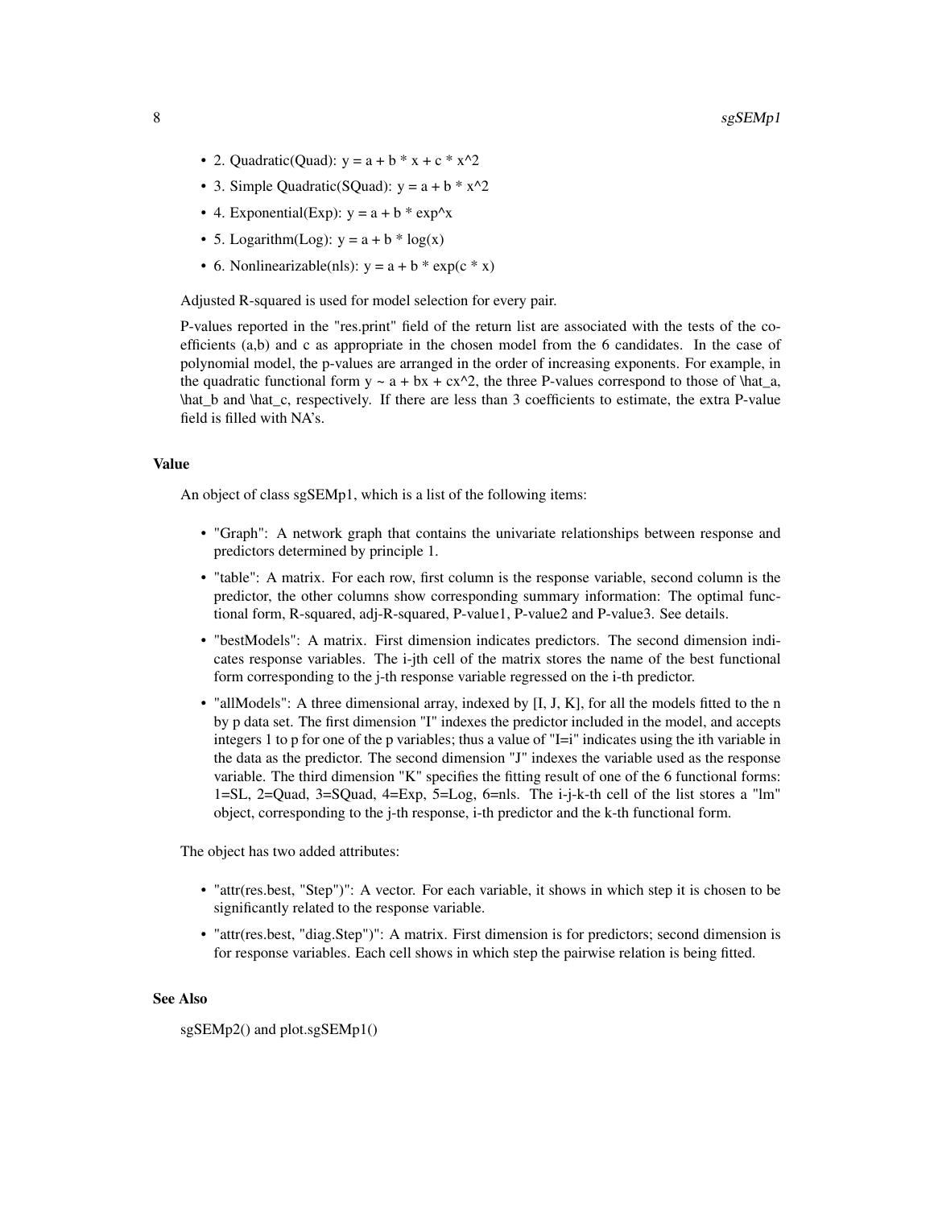- 2. Quadratic(Quad): y = a + b * x + c * x^2
- 3. Simple Quadratic(SQuad): y = a + b * x^2
- 4. Exponential(Exp): y = a + b * exp^x
- 5. Logarithm(Log): y = a + b * log(x)
- 6. Nonlinearizable(nls): y = a + b * exp(c * x)

Adjusted R-squared is used for model selection for every pair.

P-values reported in the "res.print" field of the return list are associated with the tests of the coefficients (a,b) and c as appropriate in the chosen model from the 6 candidates. In the case of polynomial model, the p-values are arranged in the order of increasing exponents. For example, in the quadratic functional form y ~ a + bx + cx^2, the three P-values correspond to those of \hat_a, \hat_b and \hat_c, respectively. If there are less than 3 coefficients to estimate, the extra P-value field is filled with NA's.

### Value

An object of class sgSEMp1, which is a list of the following items:

- "Graph": A network graph that contains the univariate relationships between response and predictors determined by principle 1.
- "table": A matrix. For each row, first column is the response variable, second column is the predictor, the other columns show corresponding summary information: The optimal functional form, R-squared, adj-R-squared, P-value1, P-value2 and P-value3. See details.
- "bestModels": A matrix. First dimension indicates predictors. The second dimension indicates response variables. The i-jth cell of the matrix stores the name of the best functional form corresponding to the j-th response variable regressed on the i-th predictor.
- "allModels": A three dimensional array, indexed by [I, J, K], for all the models fitted to the n by p data set. The first dimension "I" indexes the predictor included in the model, and accepts integers 1 to p for one of the p variables; thus a value of "I=i" indicates using the ith variable in the data as the predictor. The second dimension "J" indexes the variable used as the response variable. The third dimension "K" specifies the fitting result of one of the 6 functional forms: 1=SL, 2=Quad, 3=SQuad, 4=Exp, 5=Log, 6=nls. The i-j-k-th cell of the list stores a "lm" object, corresponding to the j-th response, i-th predictor and the k-th functional form.

The object has two added attributes:

- "attr(res.best, "Step")": A vector. For each variable, it shows in which step it is chosen to be significantly related to the response variable.
- "attr(res.best, "diag.Step")": A matrix. First dimension is for predictors; second dimension is for response variables. Each cell shows in which step the pairwise relation is being fitted.

### See Also

sgSEMp2() and plot.sgSEMp1()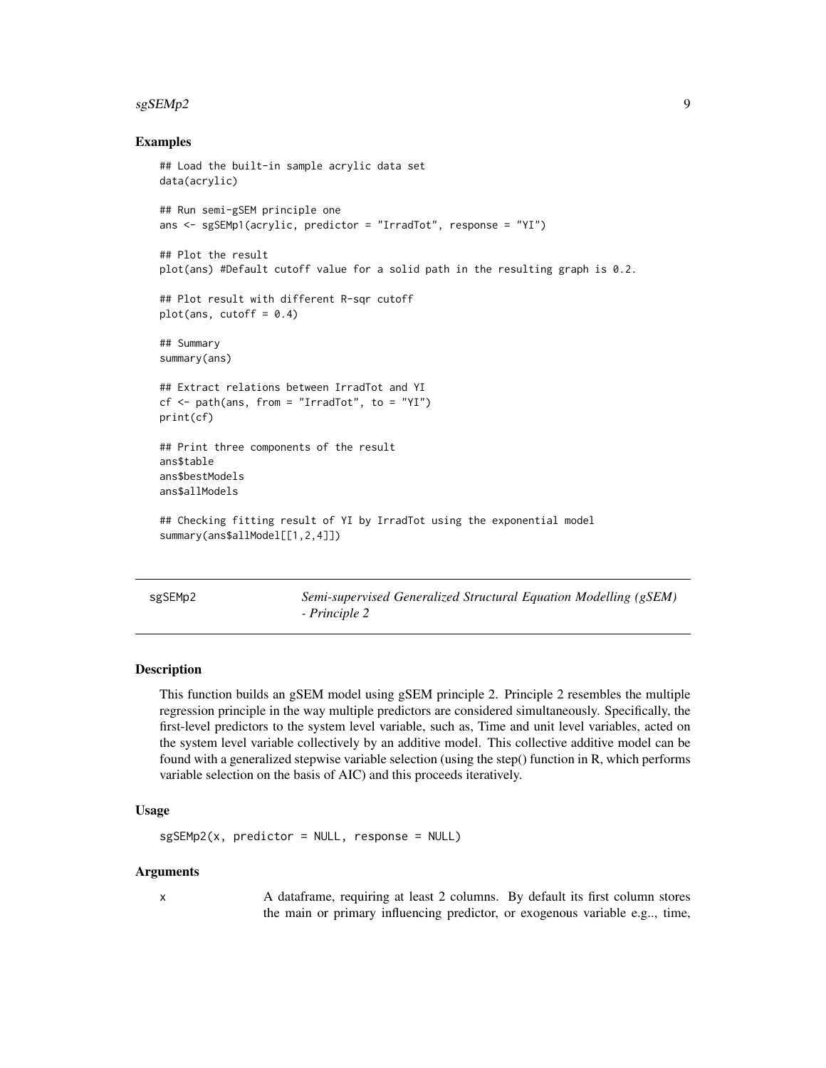## Examples

```
## Load the built-in sample acrylic data set
data(acrylic)

## Run semi-gSEM principle one
ans <- sgSEMp1(acrylic, predictor = "IrradTot", response = "YI")

## Plot the result
plot(ans) #Default cutoff value for a solid path in the resulting graph is 0.2.

## Plot result with different R-sqr cutoff
plot(ans, cutoff = 0.4)

## Summary
summary(ans)

## Extract relations between IrradTot and YI
cf <- path(ans, from = "IrradTot", to = "YI")
print(cf)

## Print three components of the result
ans$table
ans$bestModels
ans$allModels

## Checking fitting result of YI by IrradTot using the exponential model
summary(ans$allModel[[1,2,4]])
```

---

## sgSEMp2 — *Semi-supervised Generalized Structural Equation Modelling (gSEM) - Principle 2*

---

### Description

This function builds an gSEM model using gSEM principle 2. Principle 2 resembles the multiple regression principle in the way multiple predictors are considered simultaneously. Specifically, the first-level predictors to the system level variable, such as, Time and unit level variables, acted on the system level variable collectively by an additive model. This collective additive model can be found with a generalized stepwise variable selection (using the step() function in R, which performs variable selection on the basis of AIC) and this proceeds iteratively.

### Usage

```
sgSEMp2(x, predictor = NULL, response = NULL)
```

### Arguments

x A dataframe, requiring at least 2 columns. By default its first column stores the main or primary influencing predictor, or exogenous variable e.g.., time,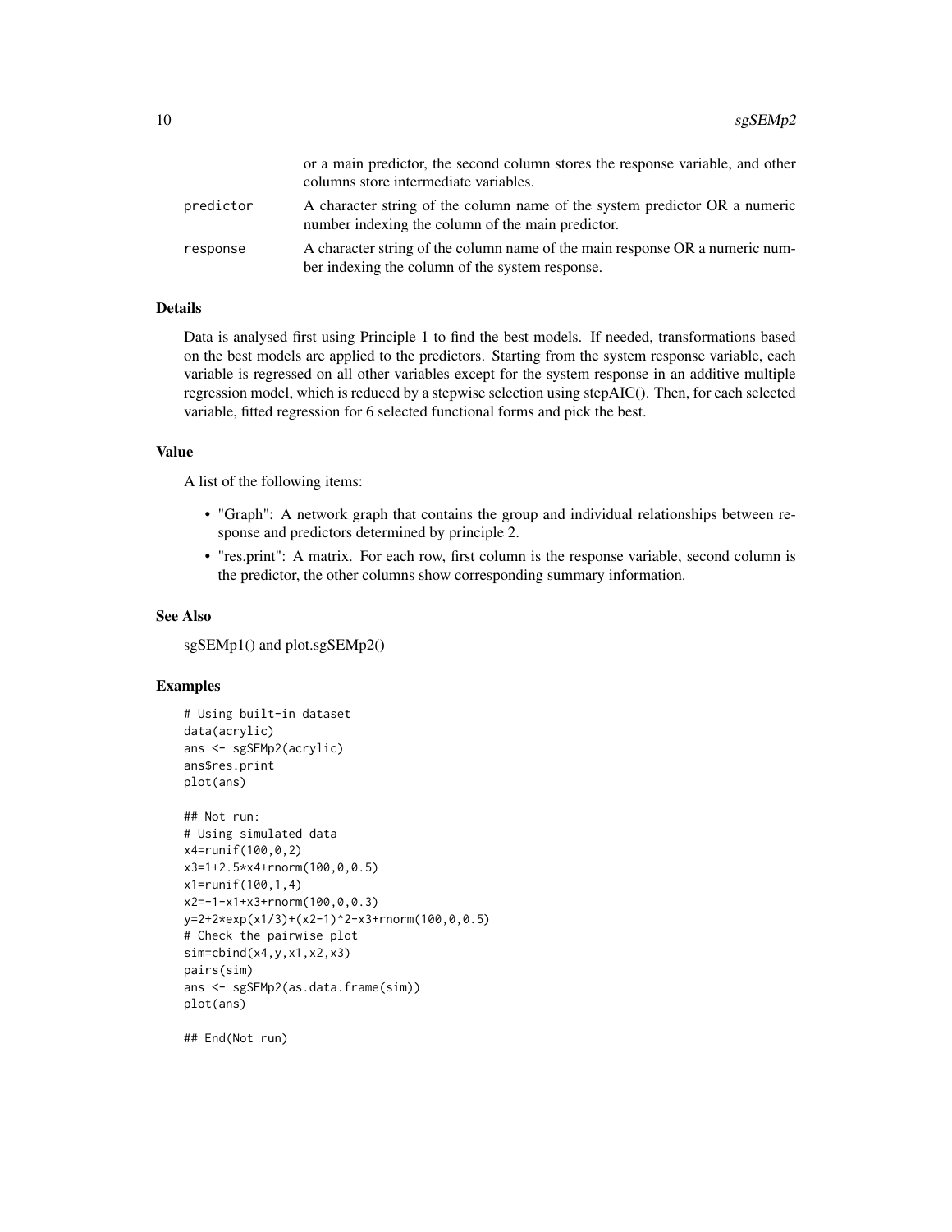| | |
|---|---|
| | or a main predictor, the second column stores the response variable, and other columns store intermediate variables. |
| predictor | A character string of the column name of the system predictor OR a numeric number indexing the column of the main predictor. |
| response | A character string of the column name of the main response OR a numeric number indexing the column of the system response. |

### Details

Data is analysed first using Principle 1 to find the best models. If needed, transformations based on the best models are applied to the predictors. Starting from the system response variable, each variable is regressed on all other variables except for the system response in an additive multiple regression model, which is reduced by a stepwise selection using stepAIC(). Then, for each selected variable, fitted regression for 6 selected functional forms and pick the best.

### Value

A list of the following items:

- "Graph": A network graph that contains the group and individual relationships between response and predictors determined by principle 2.
- "res.print": A matrix. For each row, first column is the response variable, second column is the predictor, the other columns show corresponding summary information.

### See Also

sgSEMp1() and plot.sgSEMp2()

### Examples

```
# Using built-in dataset
data(acrylic)
ans <- sgSEMp2(acrylic)
ans$res.print
plot(ans)

## Not run:
# Using simulated data
x4=runif(100,0,2)
x3=1+2.5*x4+rnorm(100,0,0.5)
x1=runif(100,1,4)
x2=-1-x1+x3+rnorm(100,0,0.3)
y=2+2*exp(x1/3)+(x2-1)^2-x3+rnorm(100,0,0.5)
# Check the pairwise plot
sim=cbind(x4,y,x1,x2,x3)
pairs(sim)
ans <- sgSEMp2(as.data.frame(sim))
plot(ans)

## End(Not run)
```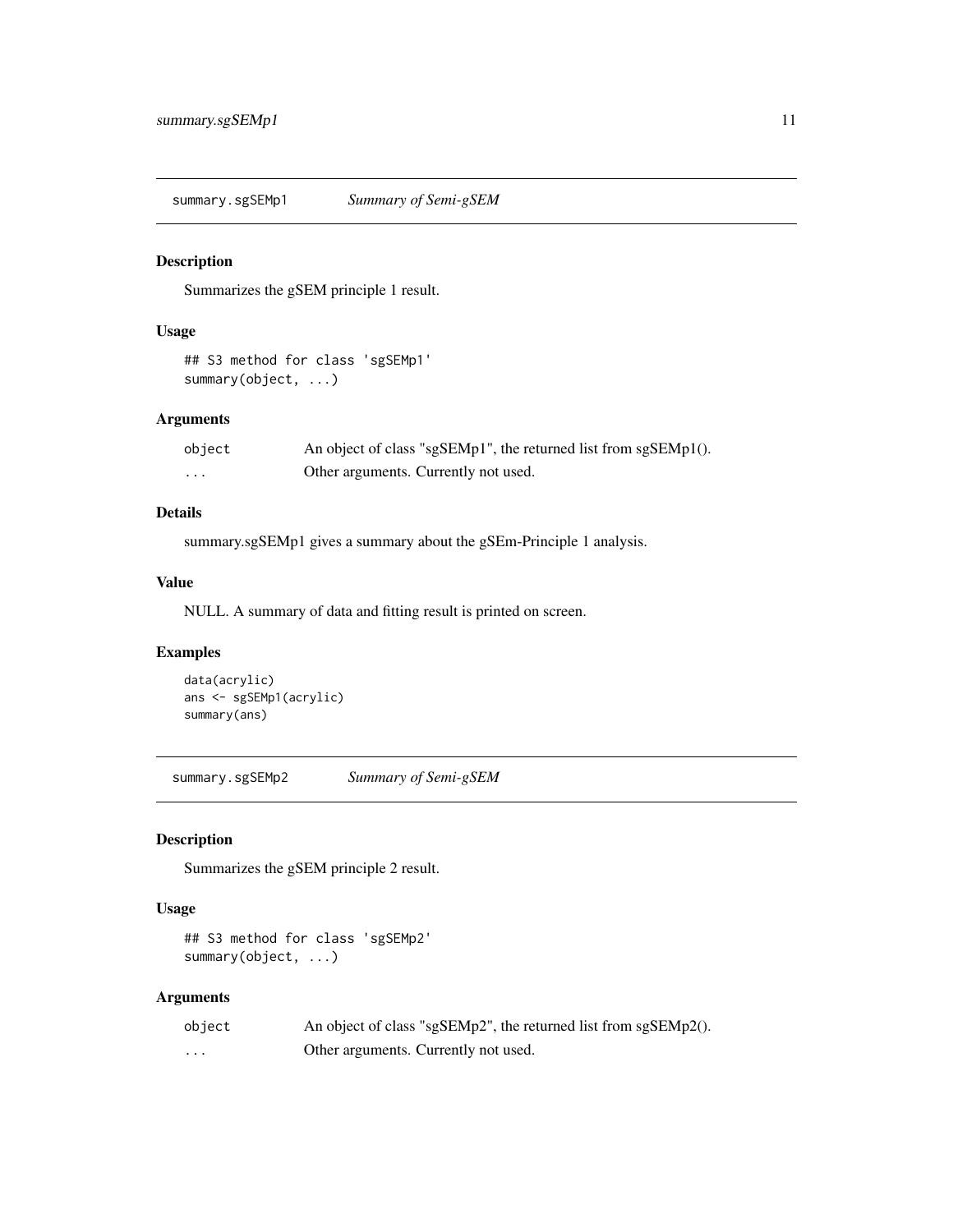## summary.sgSEMp1 — *Summary of Semi-gSEM*

### Description

Summarizes the gSEM principle 1 result.

### Usage

```
## S3 method for class 'sgSEMp1'
summary(object, ...)
```

### Arguments

| | |
|---|---|
| `object` | An object of class "sgSEMp1", the returned list from sgSEMp1(). |
| `...` | Other arguments. Currently not used. |

### Details

summary.sgSEMp1 gives a summary about the gSEm-Principle 1 analysis.

### Value

NULL. A summary of data and fitting result is printed on screen.

### Examples

```
data(acrylic)
ans <- sgSEMp1(acrylic)
summary(ans)
```

## summary.sgSEMp2 — *Summary of Semi-gSEM*

### Description

Summarizes the gSEM principle 2 result.

### Usage

```
## S3 method for class 'sgSEMp2'
summary(object, ...)
```

### Arguments

| | |
|---|---|
| `object` | An object of class "sgSEMp2", the returned list from sgSEMp2(). |
| `...` | Other arguments. Currently not used. |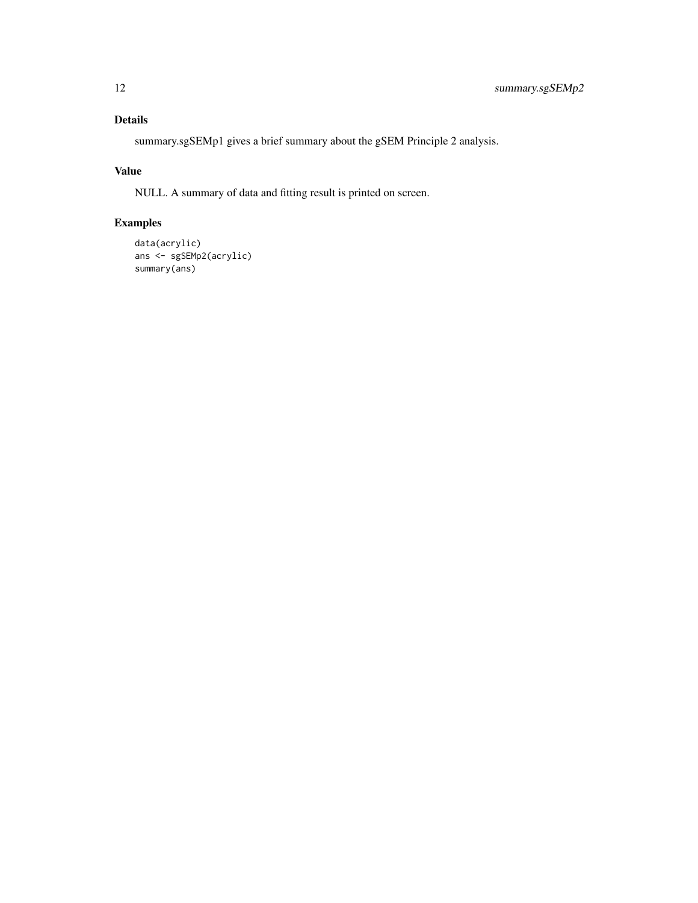## Details

summary.sgSEMp1 gives a brief summary about the gSEM Principle 2 analysis.

## Value

NULL. A summary of data and fitting result is printed on screen.

## Examples

```
data(acrylic)
ans <- sgSEMp2(acrylic)
summary(ans)
```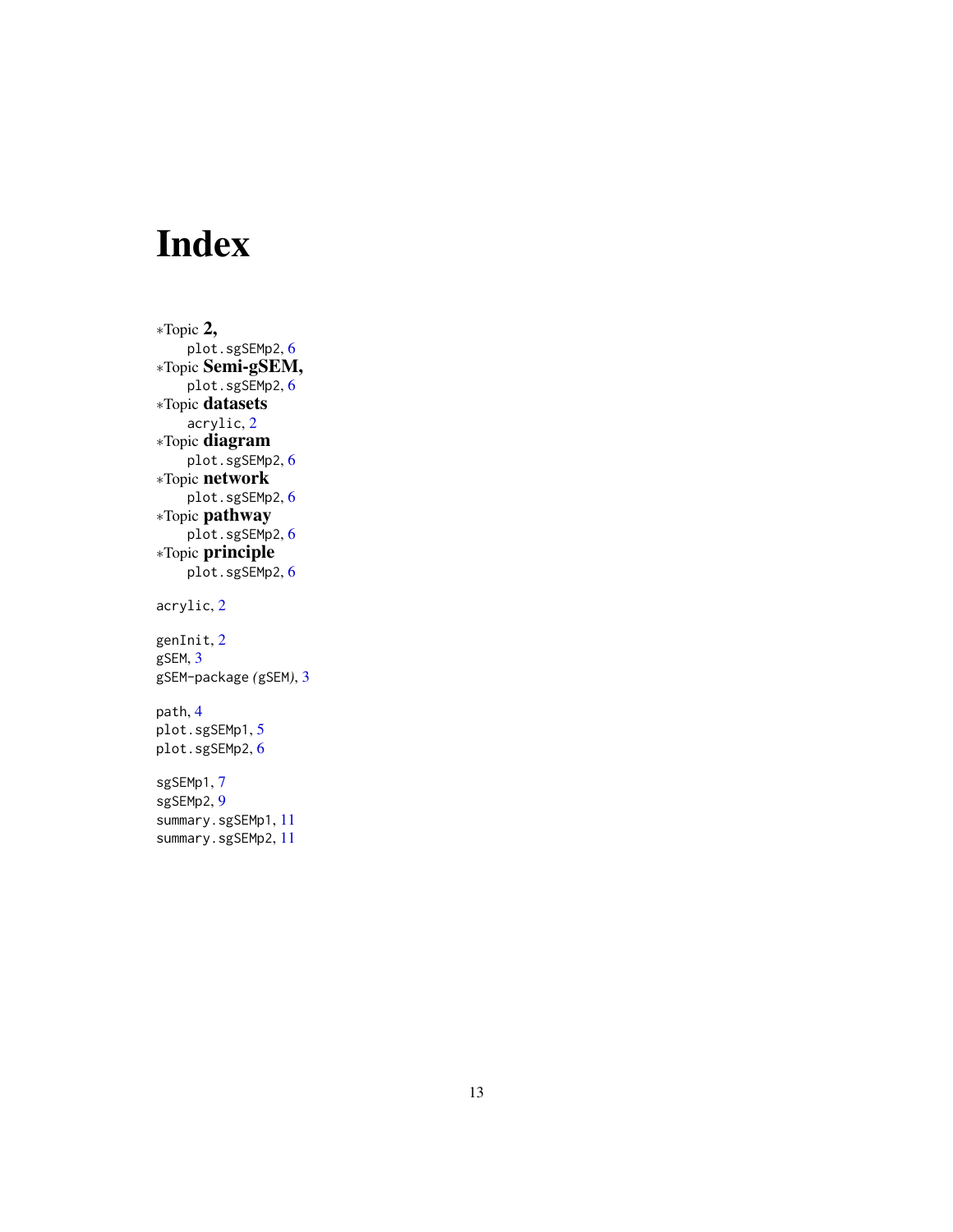# Index

∗Topic **2,**
  plot.sgSEMp2, 6
∗Topic **Semi-gSEM,**
  plot.sgSEMp2, 6
∗Topic **datasets**
  acrylic, 2
∗Topic **diagram**
  plot.sgSEMp2, 6
∗Topic **network**
  plot.sgSEMp2, 6
∗Topic **pathway**
  plot.sgSEMp2, 6
∗Topic **principle**
  plot.sgSEMp2, 6

acrylic, 2

genInit, 2
gSEM, 3
gSEM-package *(*gSEM*)*, 3

path, 4
plot.sgSEMp1, 5
plot.sgSEMp2, 6

sgSEMp1, 7
sgSEMp2, 9
summary.sgSEMp1, 11
summary.sgSEMp2, 11